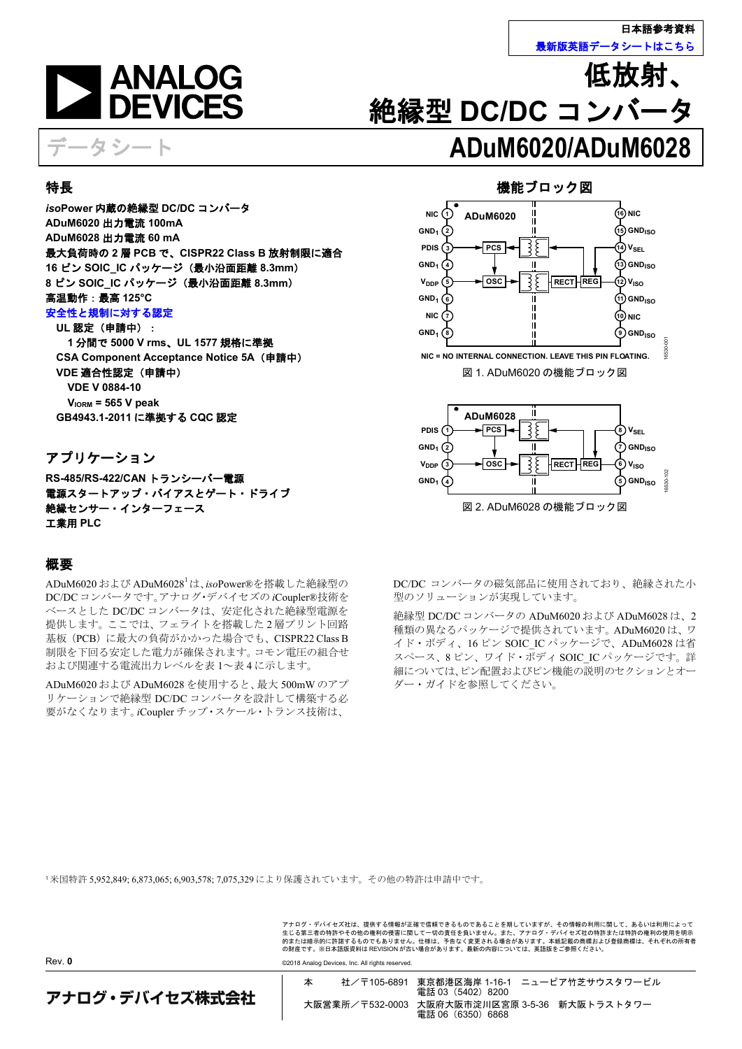日本語参考資料

最新版英語データシートはこちら

# 低放射、絶縁型 DC/DC コンバータ

データシート

# ADuM6020/ADuM6028

## 特長

***iso*Power 内蔵の絶縁型 DC/DC コンバータ**
**ADuM6020 出力電流 100mA**
**ADuM6028 出力電流 60 mA**
**最大負荷時の 2 層 PCB で、CISPR22 Class B 放射制限に適合**
**16 ピン SOIC_IC パッケージ(最小沿面距離 8.3mm)**
**8 ピン SOIC_IC パッケージ(最小沿面距離 8.3mm)**
**高温動作:最高 125°C**
**安全性と規制に対する認定**

- **UL 認定(申請中):**
  - **1 分間で 5000 V rms、UL 1577 規格に準拠**
- **CSA Component Acceptance Notice 5A(申請中)**
- **VDE 適合性認定(申請中)**
  - **VDE V 0884-10**
  - **$V_{IORM}$ = 565 V peak**
- **GB4943.1-2011 に準拠する CQC 認定**

## アプリケーション

**RS-485/RS-422/CAN トランシーバー電源**
**電源スタートアップ・バイアスとゲート・ドライブ**
**絶縁センサー・インターフェース**
**工業用 PLC**

## 機能ブロック図

NIC = NO INTERNAL CONNECTION. LEAVE THIS PIN FLOATING.

図 1. ADuM6020 の機能ブロック図

図 2. ADuM6028 の機能ブロック図

## 概要

ADuM6020 および ADuM6028[1]は、*iso*Power®を搭載した絶縁型の DC/DC コンバータです。アナログ・デバイセズの *i*Coupler®技術をベースとした DC/DC コンバータは、安定化された絶縁型電源を提供します。ここでは、フェライトを搭載した 2 層プリント回路基板(PCB)に最大の負荷がかかった場合でも、CISPR22 Class B 制限を下回る安定した電力が確保されます。コモン電圧の組合せおよび関連する電流出力レベルを表 1~表 4 に示します。

ADuM6020 および ADuM6028 を使用すると、最大 500mW のアプリケーションで絶縁型 DC/DC コンバータを設計して構築する必要がなくなります。*i*Coupler チップ・スケール・トランス技術は、DC/DC コンバータの磁気部品に使用されており、絶縁された小型のソリューションが実現しています。

絶縁型 DC/DC コンバータの ADuM6020 および ADuM6028 は、2 種類の異なるパッケージで提供されています。ADuM6020 は、ワイド・ボディ、16 ピン SOIC_IC パッケージで、ADuM6028 は省スペース、8 ピン、ワイド・ボディ SOIC_IC パッケージです。詳細については、ピン配置およびピン機能の説明のセクションとオーダー・ガイドを参照してください。

[1] 米国特許 5,952,849; 6,873,065; 6,903,578; 7,075,329 により保護されています。その他の特許は申請中です。

アナログ・デバイセズ社は、提供する情報が正確で信頼できるものであることを期していますが、その情報の利用に関して、あるいは利用によって生じる第三者の特許やその他の権利の侵害に関して一切の責任を負いません。また、アナログ・デバイセズ社の特許または特許の権利の使用を明示的または暗示的に許諾するものでもありません。仕様は、予告なく変更される場合があります。本紙記載の商標および登録商標は、それぞれの所有者の財産です。※日本語版資料は REVISION が古い場合があります。最新の内容については、英語版をご参照ください。

Rev. 0

©2018 Analog Devices, Inc. All rights reserved.

**アナログ・デバイセズ株式会社**

本　　　社/〒105-6891　東京都港区海岸 1-16-1　ニューピア竹芝サウスタワービル
電話 03(5402)8200

大阪営業所/〒532-0003　大阪府大阪市淀川区宮原 3-5-36　新大阪トラストタワー
電話 06(6350)6868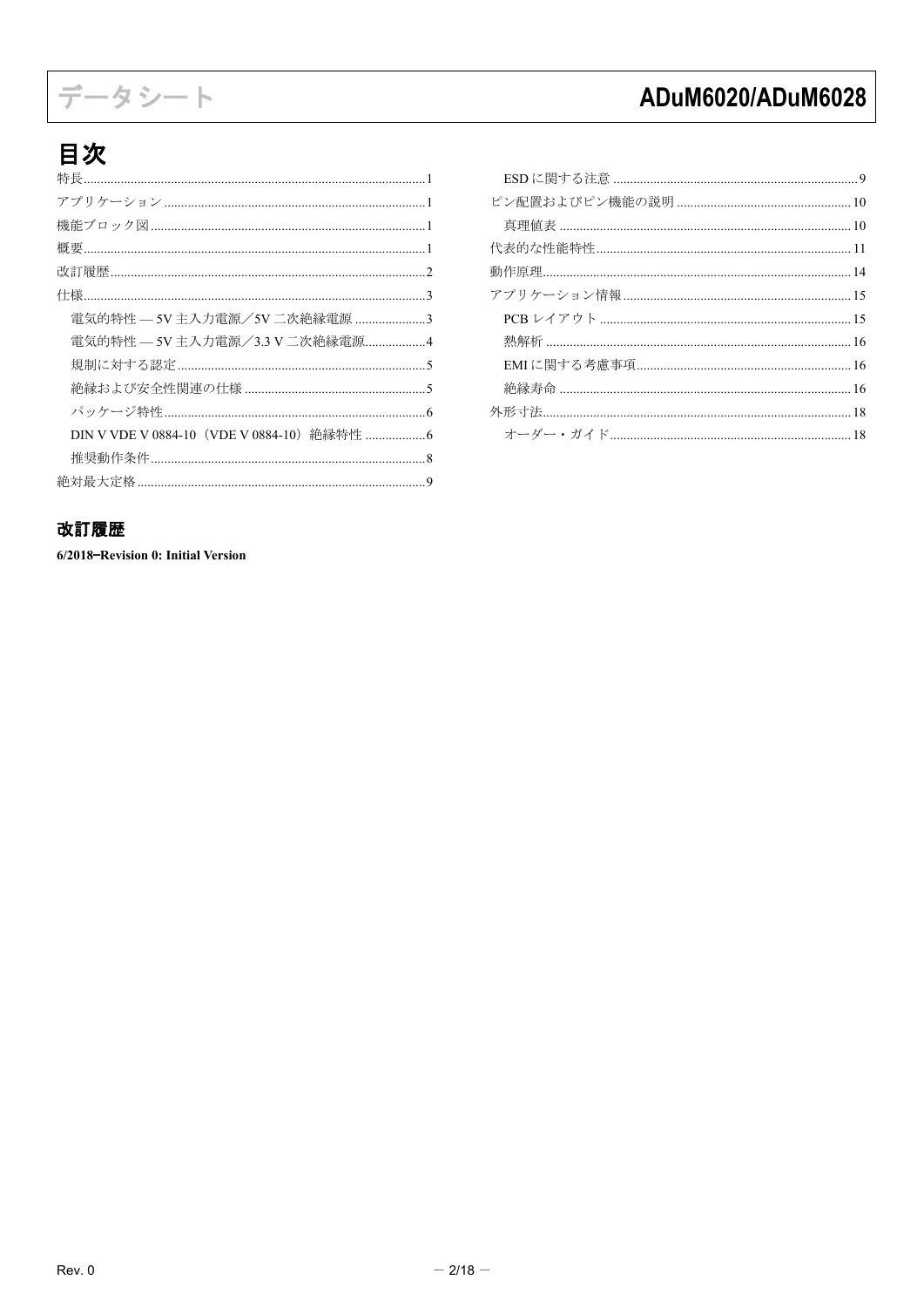# 目次

特長 ... 1
アプリケーション ... 1
機能ブロック図 ... 1
概要 ... 1
改訂履歴 ... 2
仕様 ... 3
- 電気的特性 — 5V 主入力電源／5V 二次絶縁電源 ... 3
- 電気的特性 — 5V 主入力電源／3.3 V 二次絶縁電源 ... 4
- 規制に対する認定 ... 5
- 絶縁および安全性関連の仕様 ... 5
- パッケージ特性 ... 6
- DIN V VDE V 0884-10（VDE V 0884-10）絶縁特性 ... 6
- 推奨動作条件 ... 8

絶対最大定格 ... 9
- ESD に関する注意 ... 9

ピン配置およびピン機能の説明 ... 10
- 真理値表 ... 10

代表的な性能特性 ... 11
動作原理 ... 14
アプリケーション情報 ... 15
- PCB レイアウト ... 15
- 熱解析 ... 16
- EMI に関する考慮事項 ... 16
- 絶縁寿命 ... 16

外形寸法 ... 18
- オーダー・ガイド ... 18

## 改訂履歴

**6/2018−Revision 0: Initial Version**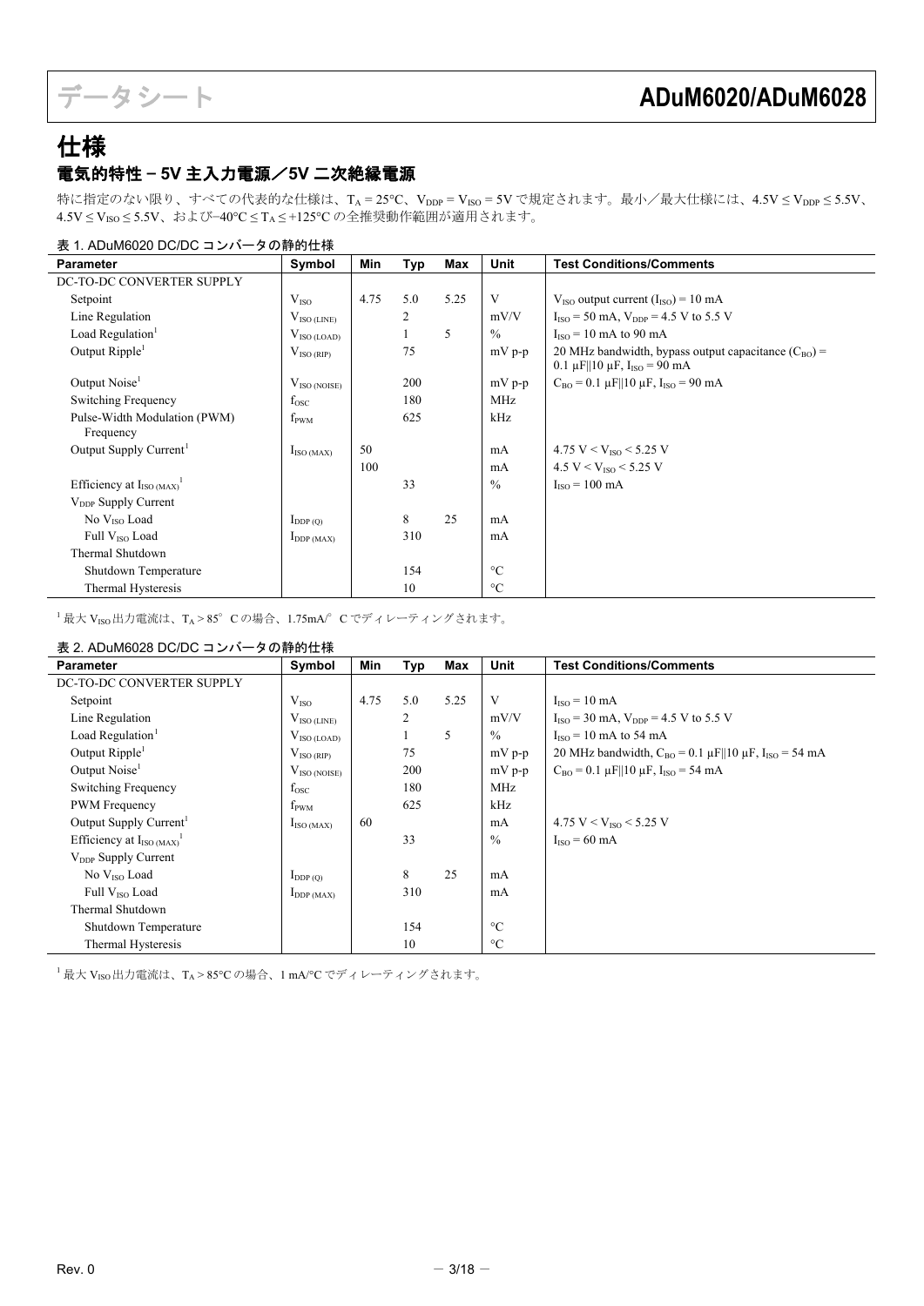# 仕様

## 電気的特性 − 5V 主入力電源／5V 二次絶縁電源

特に指定のない限り、すべての代表的な仕様は、$T_A = 25°C$、$V_{DDP} = V_{ISO} = 5V$ で規定されます。最小／最大仕様には、$4.5V \leq V_{DDP} \leq 5.5V$、$4.5V \leq V_{ISO} \leq 5.5V$、および$-40°C \leq T_A \leq +125°C$ の全推奨動作範囲が適用されます。

表 1. ADuM6020 DC/DC コンバータの静的仕様

| Parameter | Symbol | Min | Typ | Max | Unit | Test Conditions/Comments |
|---|---|---|---|---|---|---|
| DC-TO-DC CONVERTER SUPPLY | | | | | | |
| Setpoint | $V_{ISO}$ | 4.75 | 5.0 | 5.25 | V | $V_{ISO}$ output current ($I_{ISO}$) = 10 mA |
| Line Regulation | $V_{ISO (LINE)}$ | | 2 | | mV/V | $I_{ISO}$ = 50 mA, $V_{DDP}$ = 4.5 V to 5.5 V |
| Load Regulation[1] | $V_{ISO (LOAD)}$ | | 1 | 5 | % | $I_{ISO}$ = 10 mA to 90 mA |
| Output Ripple[1] | $V_{ISO (RIP)}$ | | 75 | | mV p-p | 20 MHz bandwidth, bypass output capacitance ($C_{BO}$) = 0.1 µF‖10 µF, $I_{ISO}$ = 90 mA |
| Output Noise[1] | $V_{ISO (NOISE)}$ | | 200 | | mV p-p | $C_{BO}$ = 0.1 µF‖10 µF, $I_{ISO}$ = 90 mA |
| Switching Frequency | $f_{OSC}$ | | 180 | | MHz | |
| Pulse-Width Modulation (PWM) Frequency | $f_{PWM}$ | | 625 | | kHz | |
| Output Supply Current[1] | $I_{ISO (MAX)}$ | 50 | | | mA | 4.75 V < $V_{ISO}$ < 5.25 V |
| | | 100 | | | mA | 4.5 V < $V_{ISO}$ < 5.25 V |
| Efficiency at $I_{ISO (MAX)}$[1] | | | 33 | | % | $I_{ISO}$ = 100 mA |
| $V_{DDP}$ Supply Current | | | | | | |
| No $V_{ISO}$ Load | $I_{DDP (Q)}$ | | 8 | 25 | mA | |
| Full $V_{ISO}$ Load | $I_{DDP (MAX)}$ | | 310 | | mA | |
| Thermal Shutdown | | | | | | |
| Shutdown Temperature | | | 154 | | °C | |
| Thermal Hysteresis | | | 10 | | °C | |

[1] 最大 $V_{ISO}$ 出力電流は、$T_A > 85°C$ の場合、1.75mA/°C でディレーティングされます。

表 2. ADuM6028 DC/DC コンバータの静的仕様

| Parameter | Symbol | Min | Typ | Max | Unit | Test Conditions/Comments |
|---|---|---|---|---|---|---|
| DC-TO-DC CONVERTER SUPPLY | | | | | | |
| Setpoint | $V_{ISO}$ | 4.75 | 5.0 | 5.25 | V | $I_{ISO}$ = 10 mA |
| Line Regulation | $V_{ISO (LINE)}$ | | 2 | | mV/V | $I_{ISO}$ = 30 mA, $V_{DDP}$ = 4.5 V to 5.5 V |
| Load Regulation[1] | $V_{ISO (LOAD)}$ | | 1 | 5 | % | $I_{ISO}$ = 10 mA to 54 mA |
| Output Ripple[1] | $V_{ISO (RIP)}$ | | 75 | | mV p-p | 20 MHz bandwidth, $C_{BO}$ = 0.1 µF‖10 µF, $I_{ISO}$ = 54 mA |
| Output Noise[1] | $V_{ISO (NOISE)}$ | | 200 | | mV p-p | $C_{BO}$ = 0.1 µF‖10 µF, $I_{ISO}$ = 54 mA |
| Switching Frequency | $f_{OSC}$ | | 180 | | MHz | |
| PWM Frequency | $f_{PWM}$ | | 625 | | kHz | |
| Output Supply Current[1] | $I_{ISO (MAX)}$ | 60 | | | mA | 4.75 V < $V_{ISO}$ < 5.25 V |
| Efficiency at $I_{ISO (MAX)}$[1] | | | 33 | | % | $I_{ISO}$ = 60 mA |
| $V_{DDP}$ Supply Current | | | | | | |
| No $V_{ISO}$ Load | $I_{DDP (Q)}$ | | 8 | 25 | mA | |
| Full $V_{ISO}$ Load | $I_{DDP (MAX)}$ | | 310 | | mA | |
| Thermal Shutdown | | | | | | |
| Shutdown Temperature | | | 154 | | °C | |
| Thermal Hysteresis | | | 10 | | °C | |

[1] 最大 $V_{ISO}$ 出力電流は、$T_A > 85°C$ の場合、1 mA/°C でディレーティングされます。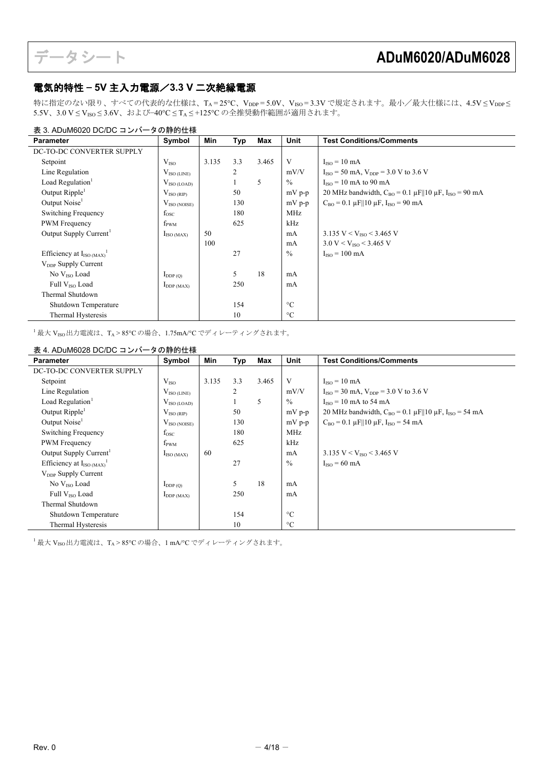## 電気的特性 – 5V 主入力電源／3.3 V 二次絶縁電源

特に指定のない限り、すべての代表的な仕様は、$T_A = 25°C$、$V_{DDP} = 5.0V$、$V_{ISO} = 3.3V$ で規定されます。最小／最大仕様には、$4.5V \leq V_{DDP} \leq 5.5V$、$3.0 V \leq V_{ISO} \leq 3.6V$、および$-40°C \leq T_A \leq +125°C$ の全推奨動作範囲が適用されます。

表 3. ADuM6020 DC/DC コンバータの静的仕様

| Parameter | Symbol | Min | Typ | Max | Unit | Test Conditions/Comments |
|---|---|---|---|---|---|---|
| DC-TO-DC CONVERTER SUPPLY | | | | | | |
| Setpoint | $V_{ISO}$ | 3.135 | 3.3 | 3.465 | V | $I_{ISO} = 10$ mA |
| Line Regulation | $V_{ISO (LINE)}$ | | 2 | | mV/V | $I_{ISO} = 50$ mA, $V_{DDP} = 3.0$ V to 3.6 V |
| Load Regulation[1] | $V_{ISO (LOAD)}$ | | 1 | 5 | % | $I_{ISO} = 10$ mA to 90 mA |
| Output Ripple[1] | $V_{ISO (RIP)}$ | | 50 | | mV p-p | 20 MHz bandwidth, $C_{BO} = 0.1$ µF‖10 µF, $I_{ISO} = 90$ mA |
| Output Noise[1] | $V_{ISO (NOISE)}$ | | 130 | | mV p-p | $C_{BO} = 0.1$ µF‖10 µF, $I_{ISO} = 90$ mA |
| Switching Frequency | $f_{OSC}$ | | 180 | | MHz | |
| PWM Frequency | $f_{PWM}$ | | 625 | | kHz | |
| Output Supply Current[1] | $I_{ISO (MAX)}$ | 50 | | | mA | 3.135 V < $V_{ISO}$ < 3.465 V |
| | | 100 | | | mA | 3.0 V < $V_{ISO}$ < 3.465 V |
| Efficiency at $I_{ISO (MAX)}$[1] | | | 27 | | % | $I_{ISO} = 100$ mA |
| $V_{DDP}$ Supply Current | | | | | | |
| No $V_{ISO}$ Load | $I_{DDP (Q)}$ | | 5 | 18 | mA | |
| Full $V_{ISO}$ Load | $I_{DDP (MAX)}$ | | 250 | | mA | |
| Thermal Shutdown | | | | | | |
| Shutdown Temperature | | | 154 | | °C | |
| Thermal Hysteresis | | | 10 | | °C | |

[1] 最大 $V_{ISO}$ 出力電流は、$T_A > 85°C$ の場合、1.75mA/°C でディレーティングされます。

表 4. ADuM6028 DC/DC コンバータの静的仕様

| Parameter | Symbol | Min | Typ | Max | Unit | Test Conditions/Comments |
|---|---|---|---|---|---|---|
| DC-TO-DC CONVERTER SUPPLY | | | | | | |
| Setpoint | $V_{ISO}$ | 3.135 | 3.3 | 3.465 | V | $I_{ISO} = 10$ mA |
| Line Regulation | $V_{ISO (LINE)}$ | | 2 | | mV/V | $I_{ISO} = 30$ mA, $V_{DDP} = 3.0$ V to 3.6 V |
| Load Regulation[1] | $V_{ISO (LOAD)}$ | | 1 | 5 | % | $I_{ISO} = 10$ mA to 54 mA |
| Output Ripple[1] | $V_{ISO (RIP)}$ | | 50 | | mV p-p | 20 MHz bandwidth, $C_{BO} = 0.1$ µF‖10 µF, $I_{ISO} = 54$ mA |
| Output Noise[1] | $V_{ISO (NOISE)}$ | | 130 | | mV p-p | $C_{BO} = 0.1$ µF‖10 µF, $I_{ISO} = 54$ mA |
| Switching Frequency | $f_{OSC}$ | | 180 | | MHz | |
| PWM Frequency | $f_{PWM}$ | | 625 | | kHz | |
| Output Supply Current[1] | $I_{ISO (MAX)}$ | 60 | | | mA | 3.135 V < $V_{ISO}$ < 3.465 V |
| Efficiency at $I_{ISO (MAX)}$[1] | | | 27 | | % | $I_{ISO} = 60$ mA |
| $V_{DDP}$ Supply Current | | | | | | |
| No $V_{ISO}$ Load | $I_{DDP (Q)}$ | | 5 | 18 | mA | |
| Full $V_{ISO}$ Load | $I_{DDP (MAX)}$ | | 250 | | mA | |
| Thermal Shutdown | | | | | | |
| Shutdown Temperature | | | 154 | | °C | |
| Thermal Hysteresis | | | 10 | | °C | |

[1] 最大 $V_{ISO}$ 出力電流は、$T_A > 85°C$ の場合、1 mA/°C でディレーティングされます。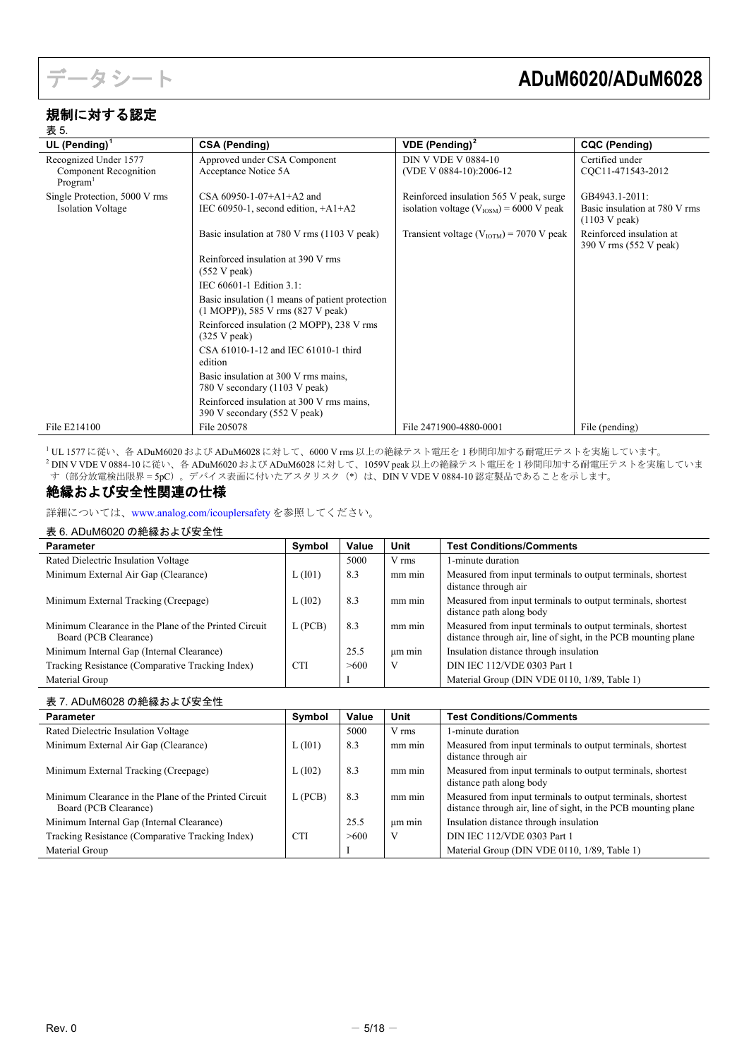## 規制に対する認定

表 5.

| UL (Pending)[1] | CSA (Pending) | VDE (Pending)[2] | CQC (Pending) |
|---|---|---|---|
| Recognized Under 1577 Component Recognition Program[1] | Approved under CSA Component Acceptance Notice 5A | DIN V VDE V 0884-10 (VDE V 0884-10):2006-12 | Certified under CQC11-471543-2012 |
| Single Protection, 5000 V rms Isolation Voltage | CSA 60950-1-07+A1+A2 and IEC 60950-1, second edition, +A1+A2 | Reinforced insulation 565 V peak, surge isolation voltage ($V_{IOSM}$) = 6000 V peak | GB4943.1-2011: Basic insulation at 780 V rms (1103 V peak) |
| | Basic insulation at 780 V rms (1103 V peak) | Transient voltage ($V_{IOTM}$) = 7070 V peak | Reinforced insulation at 390 V rms (552 V peak) |
| | Reinforced insulation at 390 V rms (552 V peak) | | |
| | IEC 60601-1 Edition 3.1: | | |
| | Basic insulation (1 means of patient protection (1 MOPP)), 585 V rms (827 V peak) | | |
| | Reinforced insulation (2 MOPP), 238 V rms (325 V peak) | | |
| | CSA 61010-1-12 and IEC 61010-1 third edition | | |
| | Basic insulation at 300 V rms mains, 780 V secondary (1103 V peak) | | |
| | Reinforced insulation at 300 V rms mains, 390 V secondary (552 V peak) | | |
| File E214100 | File 205078 | File 2471900-4880-0001 | File (pending) |

[1] UL 1577 に従い、各 ADuM6020 および ADuM6028 に対して、6000 V rms 以上の絶縁テスト電圧を 1 秒間印加する耐電圧テストを実施しています。
[2] DIN V VDE V 0884-10 に従い、各 ADuM6020 および ADuM6028 に対して、1059V peak 以上の絶縁テスト電圧を 1 秒間印加する耐電圧テストを実施しています（部分放電検出限界 = 5pC）。デバイス表面に付いたアスタリスク（*）は、DIN V VDE V 0884-10 認定製品であることを示します。

## 絶縁および安全性関連の仕様

詳細については、www.analog.com/icouplersafety を参照してください。

表 6. ADuM6020 の絶縁および安全性

| Parameter | Symbol | Value | Unit | Test Conditions/Comments |
|---|---|---|---|---|
| Rated Dielectric Insulation Voltage | | 5000 | V rms | 1-minute duration |
| Minimum External Air Gap (Clearance) | L (I01) | 8.3 | mm min | Measured from input terminals to output terminals, shortest distance through air |
| Minimum External Tracking (Creepage) | L (I02) | 8.3 | mm min | Measured from input terminals to output terminals, shortest distance path along body |
| Minimum Clearance in the Plane of the Printed Circuit Board (PCB Clearance) | L (PCB) | 8.3 | mm min | Measured from input terminals to output terminals, shortest distance through air, line of sight, in the PCB mounting plane |
| Minimum Internal Gap (Internal Clearance) | | 25.5 | μm min | Insulation distance through insulation |
| Tracking Resistance (Comparative Tracking Index) | CTI | >600 | V | DIN IEC 112/VDE 0303 Part 1 |
| Material Group | | I | | Material Group (DIN VDE 0110, 1/89, Table 1) |

表 7. ADuM6028 の絶縁および安全性

| Parameter | Symbol | Value | Unit | Test Conditions/Comments |
|---|---|---|---|---|
| Rated Dielectric Insulation Voltage | | 5000 | V rms | 1-minute duration |
| Minimum External Air Gap (Clearance) | L (I01) | 8.3 | mm min | Measured from input terminals to output terminals, shortest distance through air |
| Minimum External Tracking (Creepage) | L (I02) | 8.3 | mm min | Measured from input terminals to output terminals, shortest distance path along body |
| Minimum Clearance in the Plane of the Printed Circuit Board (PCB Clearance) | L (PCB) | 8.3 | mm min | Measured from input terminals to output terminals, shortest distance through air, line of sight, in the PCB mounting plane |
| Minimum Internal Gap (Internal Clearance) | | 25.5 | μm min | Insulation distance through insulation |
| Tracking Resistance (Comparative Tracking Index) | CTI | >600 | V | DIN IEC 112/VDE 0303 Part 1 |
| Material Group | | I | | Material Group (DIN VDE 0110, 1/89, Table 1) |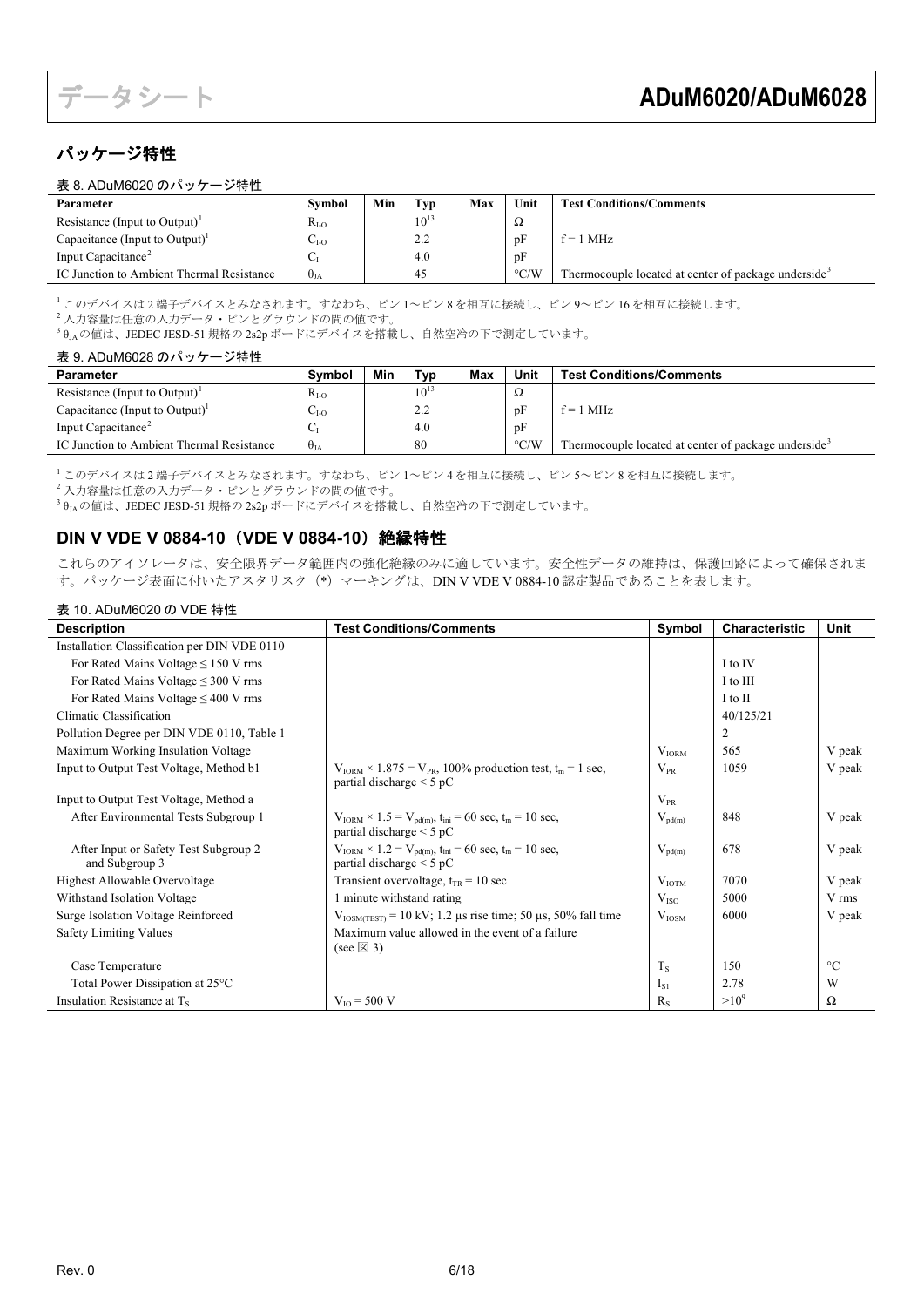## パッケージ特性

### 表 8. ADuM6020 のパッケージ特性

| Parameter | Symbol | Min | Typ | Max | Unit | Test Conditions/Comments |
|---|---|---|---|---|---|---|
| Resistance (Input to Output)[1] | $R_{I-O}$ | | $10^{13}$ | | Ω | |
| Capacitance (Input to Output)[1] | $C_{I-O}$ | | 2.2 | | pF | f = 1 MHz |
| Input Capacitance[2] | $C_I$ | | 4.0 | | pF | |
| IC Junction to Ambient Thermal Resistance | $\theta_{JA}$ | | 45 | | °C/W | Thermocouple located at center of package underside[3] |

[1] このデバイスは 2 端子デバイスとみなされます。すなわち、ピン 1～ピン 8 を相互に接続し、ピン 9～ピン 16 を相互に接続します。
[2] 入力容量は任意の入力データ・ピンとグラウンドの間の値です。
[3] $\theta_{JA}$ の値は、JEDEC JESD-51 規格の 2s2p ボードにデバイスを搭載し、自然空冷の下で測定しています。

### 表 9. ADuM6028 のパッケージ特性

| Parameter | Symbol | Min | Typ | Max | Unit | Test Conditions/Comments |
|---|---|---|---|---|---|---|
| Resistance (Input to Output)[1] | $R_{I-O}$ | | $10^{13}$ | | Ω | |
| Capacitance (Input to Output)[1] | $C_{I-O}$ | | 2.2 | | pF | f = 1 MHz |
| Input Capacitance[2] | $C_I$ | | 4.0 | | pF | |
| IC Junction to Ambient Thermal Resistance | $\theta_{JA}$ | | 80 | | °C/W | Thermocouple located at center of package underside[3] |

[1] このデバイスは 2 端子デバイスとみなされます。すなわち、ピン 1～ピン 4 を相互に接続し、ピン 5～ピン 8 を相互に接続します。
[2] 入力容量は任意の入力データ・ピンとグラウンドの間の値です。
[3] $\theta_{JA}$ の値は、JEDEC JESD-51 規格の 2s2p ボードにデバイスを搭載し、自然空冷の下で測定しています。

## DIN V VDE V 0884-10（VDE V 0884-10）絶縁特性

これらのアイソレータは、安全限界データ範囲内の強化絶縁のみに適しています。安全性データの維持は、保護回路によって確保されます。パッケージ表面に付いたアスタリスク（*）マーキングは、DIN V VDE V 0884-10 認定製品であることを表します。

### 表 10. ADuM6020 の VDE 特性

| Description | Test Conditions/Comments | Symbol | Characteristic | Unit |
|---|---|---|---|---|
| Installation Classification per DIN VDE 0110 | | | | |
| For Rated Mains Voltage ≤ 150 V rms | | | I to IV | |
| For Rated Mains Voltage ≤ 300 V rms | | | I to III | |
| For Rated Mains Voltage ≤ 400 V rms | | | I to II | |
| Climatic Classification | | | 40/125/21 | |
| Pollution Degree per DIN VDE 0110, Table 1 | | | 2 | |
| Maximum Working Insulation Voltage | | $V_{IORM}$ | 565 | V peak |
| Input to Output Test Voltage, Method b1 | $V_{IORM} \times 1.875 = V_{PR}$, 100% production test, $t_m$ = 1 sec, partial discharge < 5 pC | $V_{PR}$ | 1059 | V peak |
| Input to Output Test Voltage, Method a | | $V_{PR}$ | | |
| After Environmental Tests Subgroup 1 | $V_{IORM} \times 1.5 = V_{pd(m)}$, $t_{ini}$ = 60 sec, $t_m$ = 10 sec, partial discharge < 5 pC | $V_{pd(m)}$ | 848 | V peak |
| After Input or Safety Test Subgroup 2 and Subgroup 3 | $V_{IORM} \times 1.2 = V_{pd(m)}$, $t_{ini}$ = 60 sec, $t_m$ = 10 sec, partial discharge < 5 pC | $V_{pd(m)}$ | 678 | V peak |
| Highest Allowable Overvoltage | Transient overvoltage, $t_{TR}$ = 10 sec | $V_{IOTM}$ | 7070 | V peak |
| Withstand Isolation Voltage | 1 minute withstand rating | $V_{ISO}$ | 5000 | V rms |
| Surge Isolation Voltage Reinforced | $V_{IOSM(TEST)}$ = 10 kV; 1.2 µs rise time; 50 µs, 50% fall time | $V_{IOSM}$ | 6000 | V peak |
| Safety Limiting Values | Maximum value allowed in the event of a failure (see 図 3) | | | |
| Case Temperature | | $T_S$ | 150 | °C |
| Total Power Dissipation at 25°C | | $I_{S1}$ | 2.78 | W |
| Insulation Resistance at $T_S$ | $V_{IO}$ = 500 V | $R_S$ | $>10^9$ | Ω |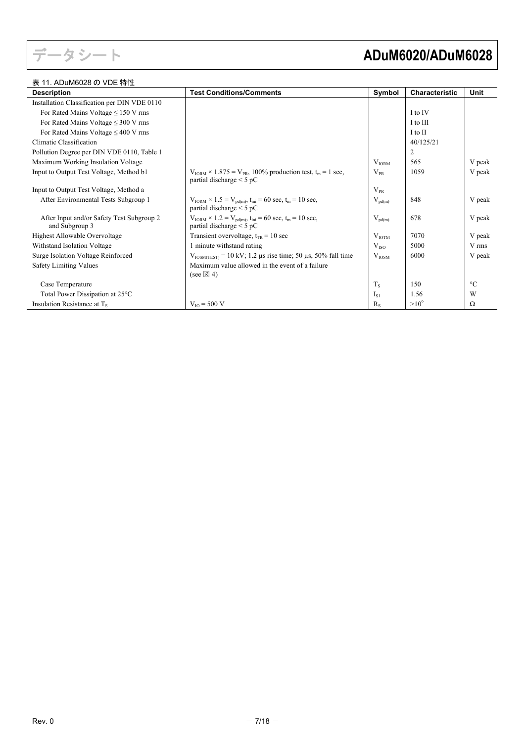表 11. ADuM6028 の VDE 特性

| Description | Test Conditions/Comments | Symbol | Characteristic | Unit |
|---|---|---|---|---|
| Installation Classification per DIN VDE 0110 | | | | |
| For Rated Mains Voltage ≤ 150 V rms | | | I to IV | |
| For Rated Mains Voltage ≤ 300 V rms | | | I to III | |
| For Rated Mains Voltage ≤ 400 V rms | | | I to II | |
| Climatic Classification | | | 40/125/21 | |
| Pollution Degree per DIN VDE 0110, Table 1 | | | 2 | |
| Maximum Working Insulation Voltage | | $V_{IORM}$ | 565 | V peak |
| Input to Output Test Voltage, Method b1 | $V_{IORM} \times 1.875 = V_{PR}$, 100% production test, $t_m = 1$ sec, partial discharge < 5 pC | $V_{PR}$ | 1059 | V peak |
| Input to Output Test Voltage, Method a | | $V_{PR}$ | | |
| After Environmental Tests Subgroup 1 | $V_{IORM} \times 1.5 = V_{pd(m)}$, $t_{ini} = 60$ sec, $t_m = 10$ sec, partial discharge < 5 pC | $V_{pd(m)}$ | 848 | V peak |
| After Input and/or Safety Test Subgroup 2 and Subgroup 3 | $V_{IORM} \times 1.2 = V_{pd(m)}$, $t_{ini} = 60$ sec, $t_m = 10$ sec, partial discharge < 5 pC | $V_{pd(m)}$ | 678 | V peak |
| Highest Allowable Overvoltage | Transient overvoltage, $t_{TR} = 10$ sec | $V_{IOTM}$ | 7070 | V peak |
| Withstand Isolation Voltage | 1 minute withstand rating | $V_{ISO}$ | 5000 | V rms |
| Surge Isolation Voltage Reinforced | $V_{IOSM(TEST)} = 10$ kV; 1.2 µs rise time; 50 µs, 50% fall time | $V_{IOSM}$ | 6000 | V peak |
| Safety Limiting Values | Maximum value allowed in the event of a failure (see 図 4) | | | |
| Case Temperature | | $T_S$ | 150 | °C |
| Total Power Dissipation at 25°C | | $I_{S1}$ | 1.56 | W |
| Insulation Resistance at $T_S$ | $V_{IO} = 500$ V | $R_S$ | $>10^9$ | Ω |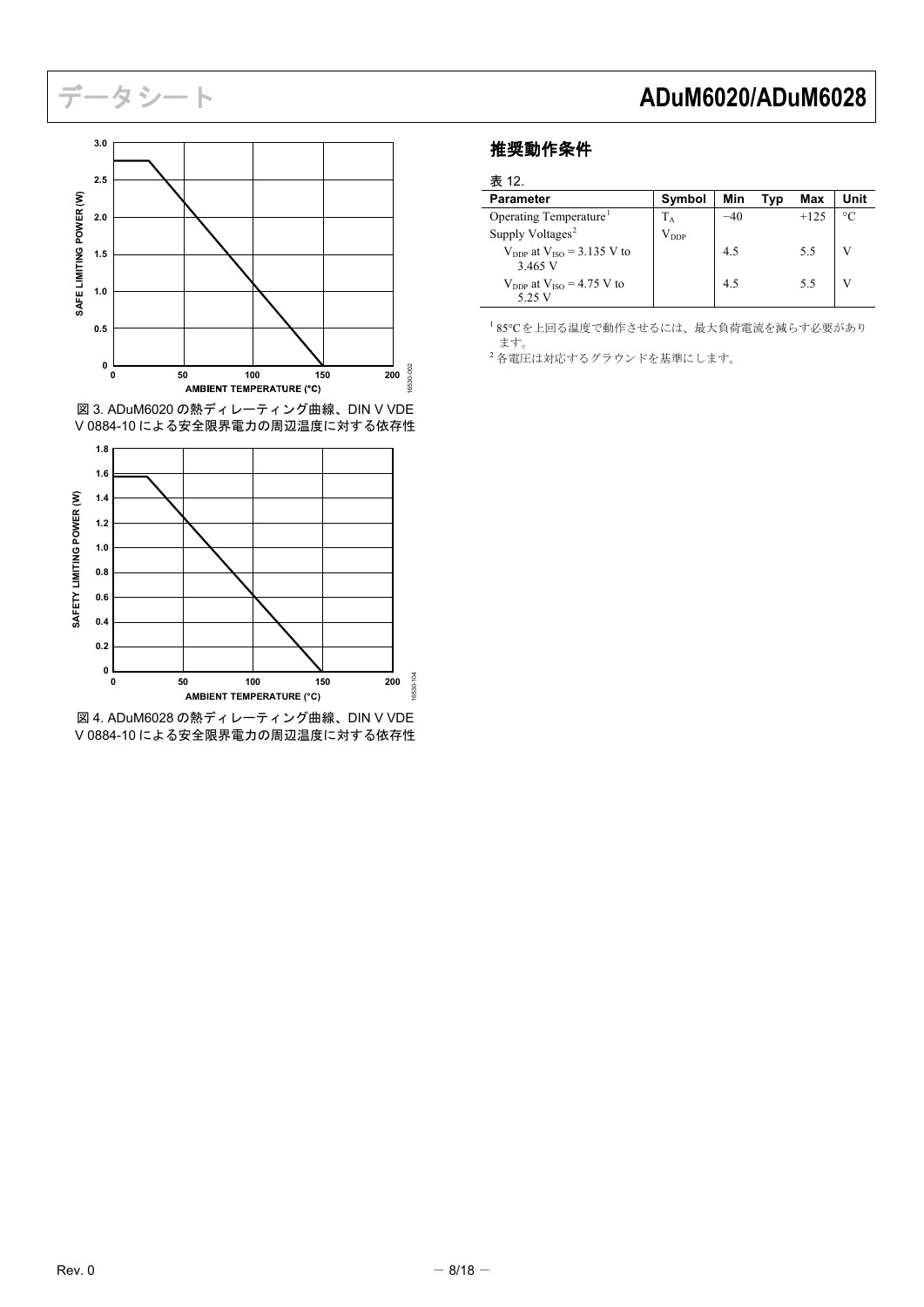図 3. ADuM6020 の熱ディレーティング曲線、DIN V VDE V 0884-10 による安全限界電力の周辺温度に対する依存性

図 4. ADuM6028 の熱ディレーティング曲線、DIN V VDE V 0884-10 による安全限界電力の周辺温度に対する依存性

## 推奨動作条件

表 12.

| Parameter | Symbol | Min | Typ | Max | Unit |
|---|---|---|---|---|---|
| Operating Temperature[1] | $T_A$ | −40 | | +125 | °C |
| Supply Voltages[2] | $V_{DDP}$ | | | | |
| $V_{DDP}$ at $V_{ISO}$ = 3.135 V to 3.465 V | | 4.5 | | 5.5 | V |
| $V_{DDP}$ at $V_{ISO}$ = 4.75 V to 5.25 V | | 4.5 | | 5.5 | V |

[1] 85°C を上回る温度で動作させるには、最大負荷電流を減らす必要があります。

[2] 各電圧は対応するグラウンドを基準にします。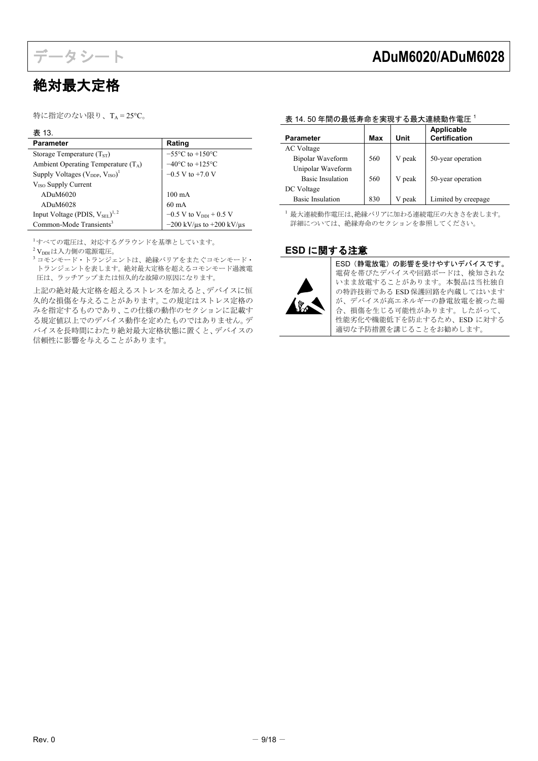## 絶対最大定格

特に指定のない限り、$T_A$ = 25°C。

表 13.

| Parameter | Rating |
|---|---|
| Storage Temperature ($T_{ST}$) | −55°C to +150°C |
| Ambient Operating Temperature ($T_A$) | −40°C to +125°C |
| Supply Voltages ($V_{DDP}$, $V_{ISO}$)[1] | −0.5 V to +7.0 V |
| $V_{ISO}$ Supply Current | |
| ADuM6020 | 100 mA |
| ADuM6028 | 60 mA |
| Input Voltage (PDIS, $V_{SEL}$)[1, 2] | −0.5 V to $V_{DDI}$ + 0.5 V |
| Common-Mode Transients[3] | −200 kV/μs to +200 kV/μs |

[1] すべての電圧は、対応するグラウンドを基準としています。
[2] $V_{DDI}$ は入力側の電源電圧。
[3] コモンモード・トランジェントは、絶縁バリアをまたぐコモンモード・トランジェントを表します。絶対最大定格を超えるコモンモード過渡電圧は、ラッチアップまたは恒久的な故障の原因になります。

上記の絶対最大定格を超えるストレスを加えると、デバイスに恒久的な損傷を与えることがあります。この規定はストレス定格のみを指定するものであり、この仕様の動作のセクションに記載する規定値以上でのデバイス動作を定めたものではありません。デバイスを長時間にわたり絶対最大定格状態に置くと、デバイスの信頼性に影響を与えることがあります。

表 14. 50 年間の最低寿命を実現する最大連続動作電圧 [1]

| Parameter | Max | Unit | Applicable Certification |
|---|---|---|---|
| AC Voltage | | | |
| Bipolar Waveform | 560 | V peak | 50-year operation |
| Unipolar Waveform | | | |
| Basic Insulation | 560 | V peak | 50-year operation |
| DC Voltage | | | |
| Basic Insulation | 830 | V peak | Limited by creepage |

[1] 最大連続動作電圧は、絶縁バリアに加わる連続電圧の大きさを表します。詳細については、絶縁寿命のセクションを参照してください。

## ESD に関する注意

**ESD（静電放電）の影響を受けやすいデバイスです。** 電荷を帯びたデバイスや回路ボードは、検知されないまま放電することがあります。本製品は当社独自の特許技術である ESD 保護回路を内蔵してはいますが、デバイスが高エネルギーの静電放電を被った場合、損傷を生じる可能性があります。したがって、性能劣化や機能低下を防止するため、ESD に対する適切な予防措置を講じることをお勧めします。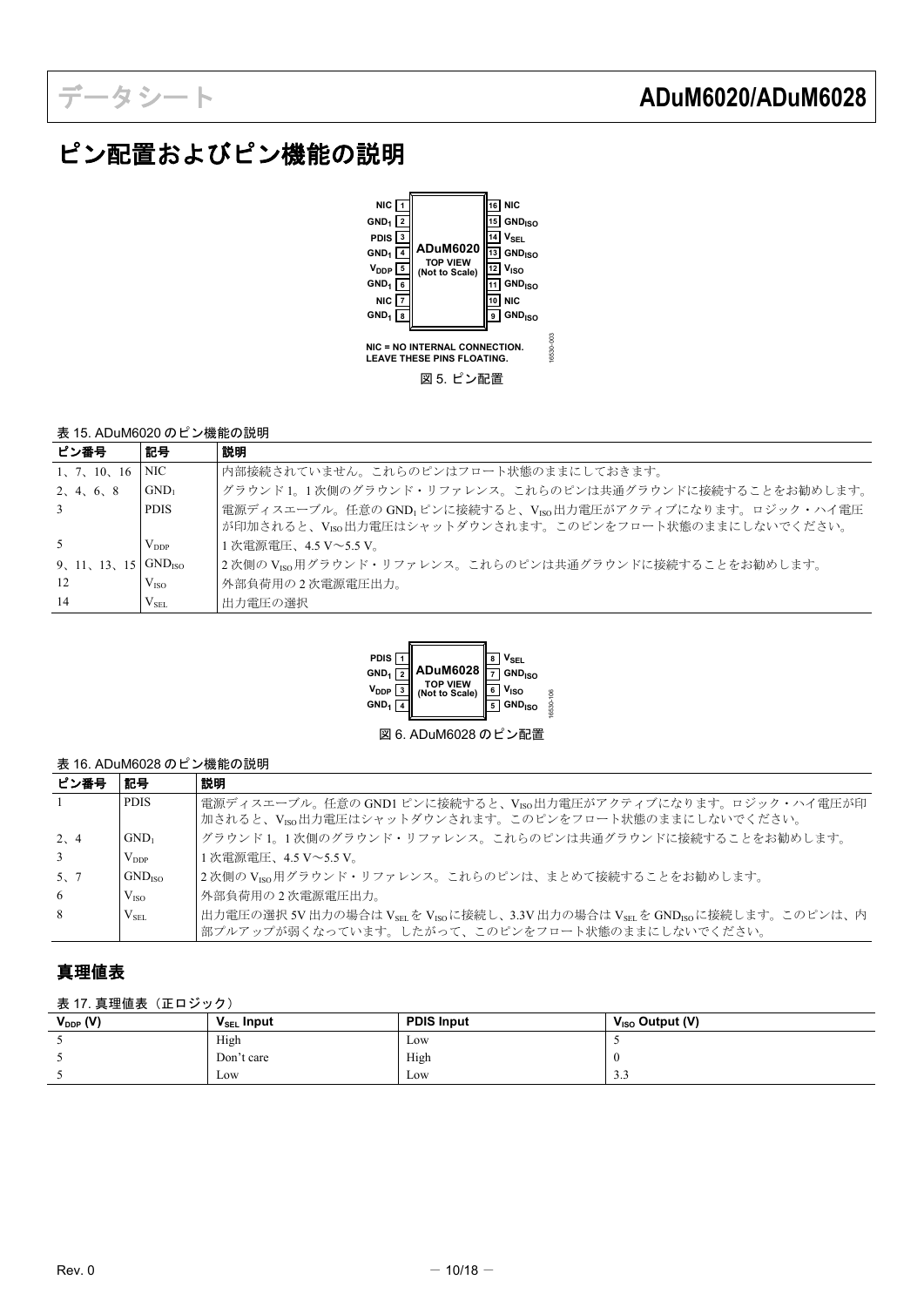# ピン配置およびピン機能の説明

図 5. ピン配置

表 15. ADuM6020 のピン機能の説明

| ピン番号 | 記号 | 説明 |
|---|---|---|
| 1、7、10、16 | NIC | 内部接続されていません。これらのピンはフロート状態のままにしておきます。 |
| 2、4、6、8 | $GND_1$ | グラウンド 1。1 次側のグラウンド・リファレンス。これらのピンは共通グラウンドに接続することをお勧めします。 |
| 3 | PDIS | 電源ディスエーブル。任意の $GND_1$ ピンに接続すると、$V_{ISO}$ 出力電圧がアクティブになります。ロジック・ハイ電圧が印加されると、$V_{ISO}$ 出力電圧はシャットダウンされます。このピンをフロート状態のままにしないでください。 |
| 5 | $V_{DDP}$ | 1 次電源電圧、4.5 V～5.5 V。 |
| 9、11、13、15 | $GND_{ISO}$ | 2 次側の $V_{ISO}$ 用グラウンド・リファレンス。これらのピンは共通グラウンドに接続することをお勧めします。 |
| 12 | $V_{ISO}$ | 外部負荷用の 2 次電源電圧出力。 |
| 14 | $V_{SEL}$ | 出力電圧の選択 |

図 6. ADuM6028 のピン配置

表 16. ADuM6028 のピン機能の説明

| ピン番号 | 記号 | 説明 |
|---|---|---|
| 1 | PDIS | 電源ディスエーブル。任意の GND1 ピンに接続すると、$V_{ISO}$ 出力電圧がアクティブになります。ロジック・ハイ電圧が印加されると、$V_{ISO}$ 出力電圧はシャットダウンされます。このピンをフロート状態のままにしないでください。 |
| 2、4 | $GND_1$ | グラウンド 1。1 次側のグラウンド・リファレンス。これらのピンは共通グラウンドに接続することをお勧めします。 |
| 3 | $V_{DDP}$ | 1 次電源電圧、4.5 V～5.5 V。 |
| 5、7 | $GND_{ISO}$ | 2 次側の $V_{ISO}$ 用グラウンド・リファレンス。これらのピンは、まとめて接続することをお勧めします。 |
| 6 | $V_{ISO}$ | 外部負荷用の 2 次電源電圧出力。 |
| 8 | $V_{SEL}$ | 出力電圧の選択 5V 出力の場合は $V_{SEL}$ を $V_{ISO}$ に接続し、3.3V 出力の場合は $V_{SEL}$ を $GND_{ISO}$ に接続します。このピンは、内部プルアップが弱くなっています。したがって、このピンをフロート状態のままにしないでください。 |

## 真理値表

表 17. 真理値表（正ロジック）

| $V_{DDP}$ (V) | $V_{SEL}$ Input | PDIS Input | $V_{ISO}$ Output (V) |
|---|---|---|---|
| 5 | High | Low | 5 |
| 5 | Don't care | High | 0 |
| 5 | Low | Low | 3.3 |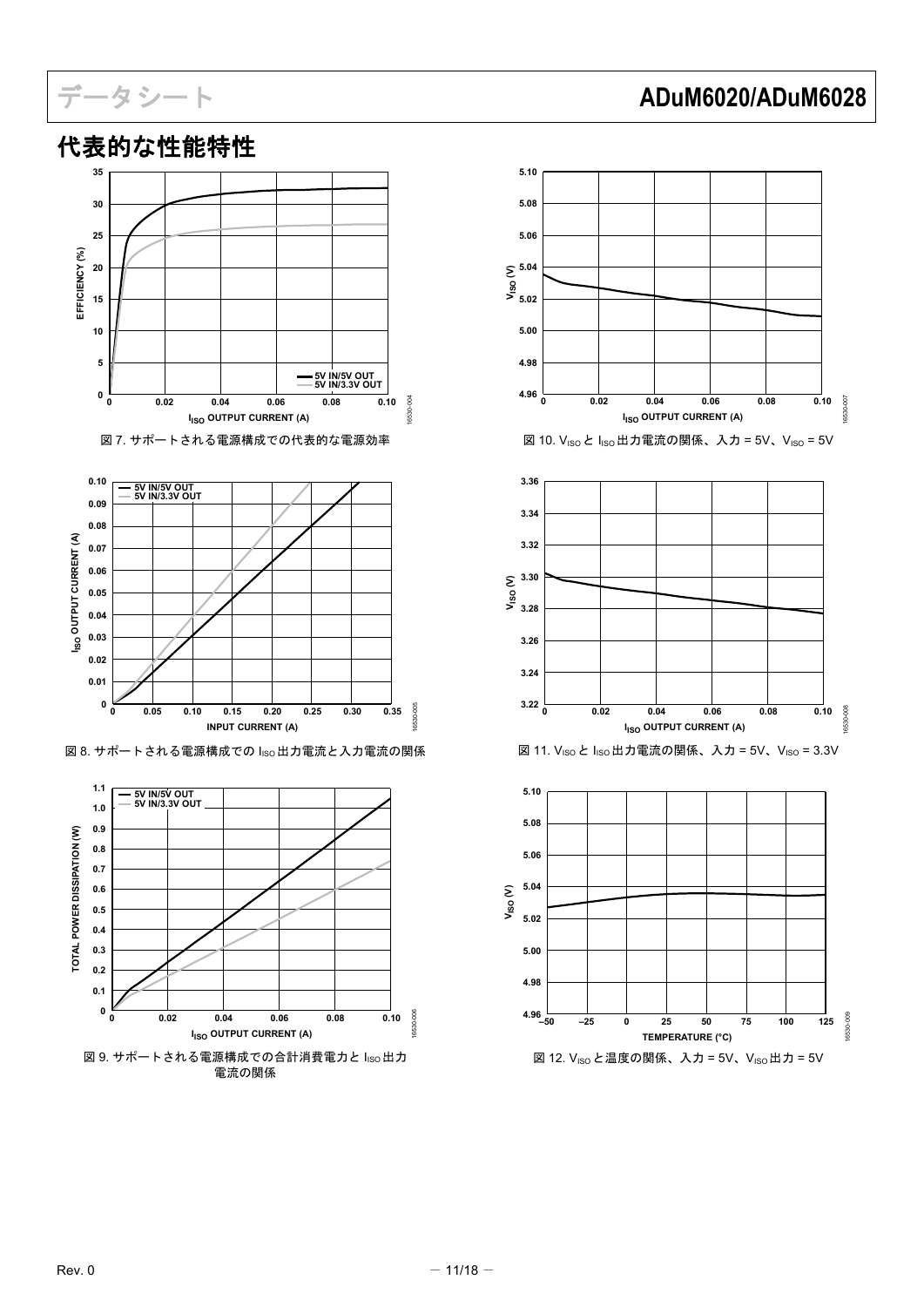## 代表的な性能特性

図 7. サポートされる電源構成での代表的な電源効率

図 8. サポートされる電源構成での $I_{ISO}$ 出力電流と入力電流の関係

図 9. サポートされる電源構成での合計消費電力と $I_{ISO}$ 出力電流の関係

図 10. $V_{ISO}$ と $I_{ISO}$ 出力電流の関係、入力 = 5V、$V_{ISO}$ = 5V

図 11. $V_{ISO}$ と $I_{ISO}$ 出力電流の関係、入力 = 5V、$V_{ISO}$ = 3.3V

図 12. $V_{ISO}$ と温度の関係、入力 = 5V、$V_{ISO}$ 出力 = 5V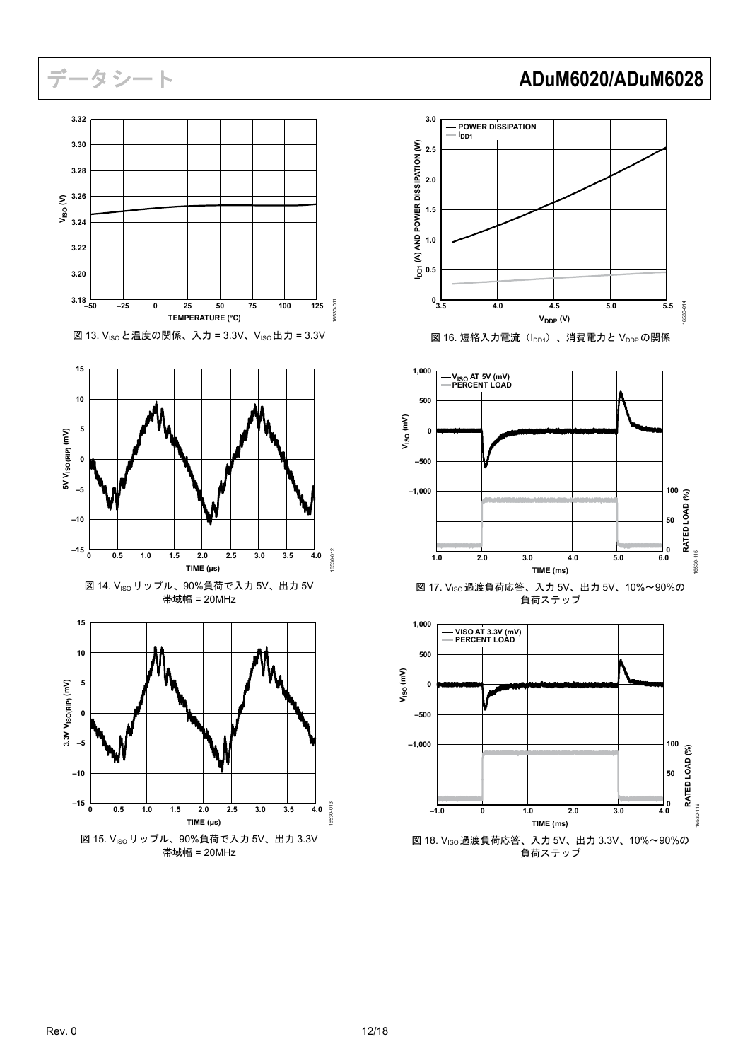図 13. $V_{ISO}$と温度の関係、入力 = 3.3V、$V_{ISO}$出力 = 3.3V

図 14. $V_{ISO}$リップル、90%負荷で入力 5V、出力 5V
帯域幅 = 20MHz

図 15. $V_{ISO}$リップル、90%負荷で入力 5V、出力 3.3V
帯域幅 = 20MHz

図 16. 短絡入力電流（$I_{DD1}$）、消費電力と $V_{DDP}$の関係

図 17. $V_{ISO}$過渡負荷応答、入力 5V、出力 5V、10%～90%の負荷ステップ

図 18. $V_{ISO}$過渡負荷応答、入力 5V、出力 3.3V、10%～90%の負荷ステップ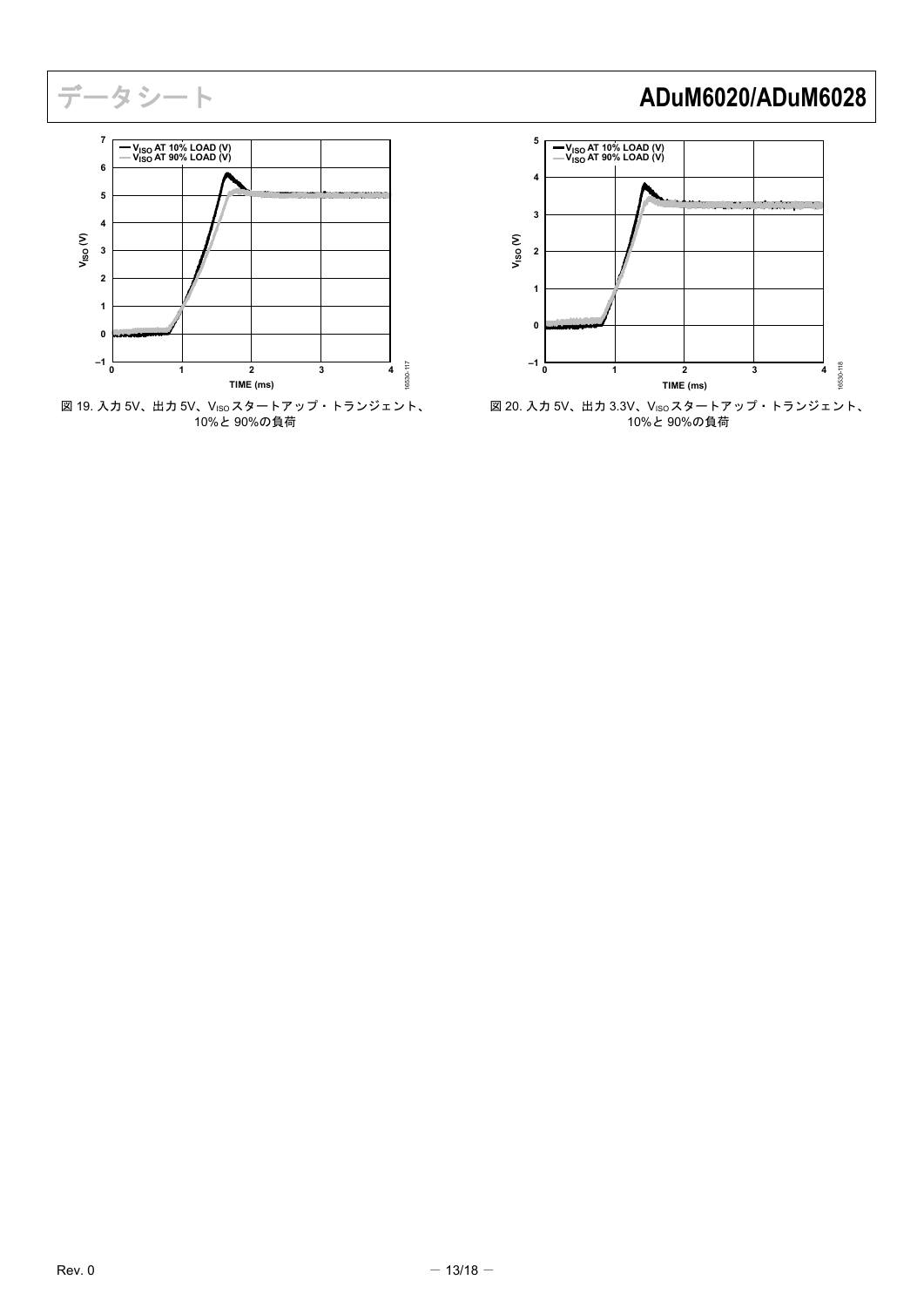図 19. 入力 5V、出力 5V、$V_{ISO}$ スタートアップ・トランジェント、10%と 90%の負荷

図 20. 入力 5V、出力 3.3V、$V_{ISO}$ スタートアップ・トランジェント、10%と 90%の負荷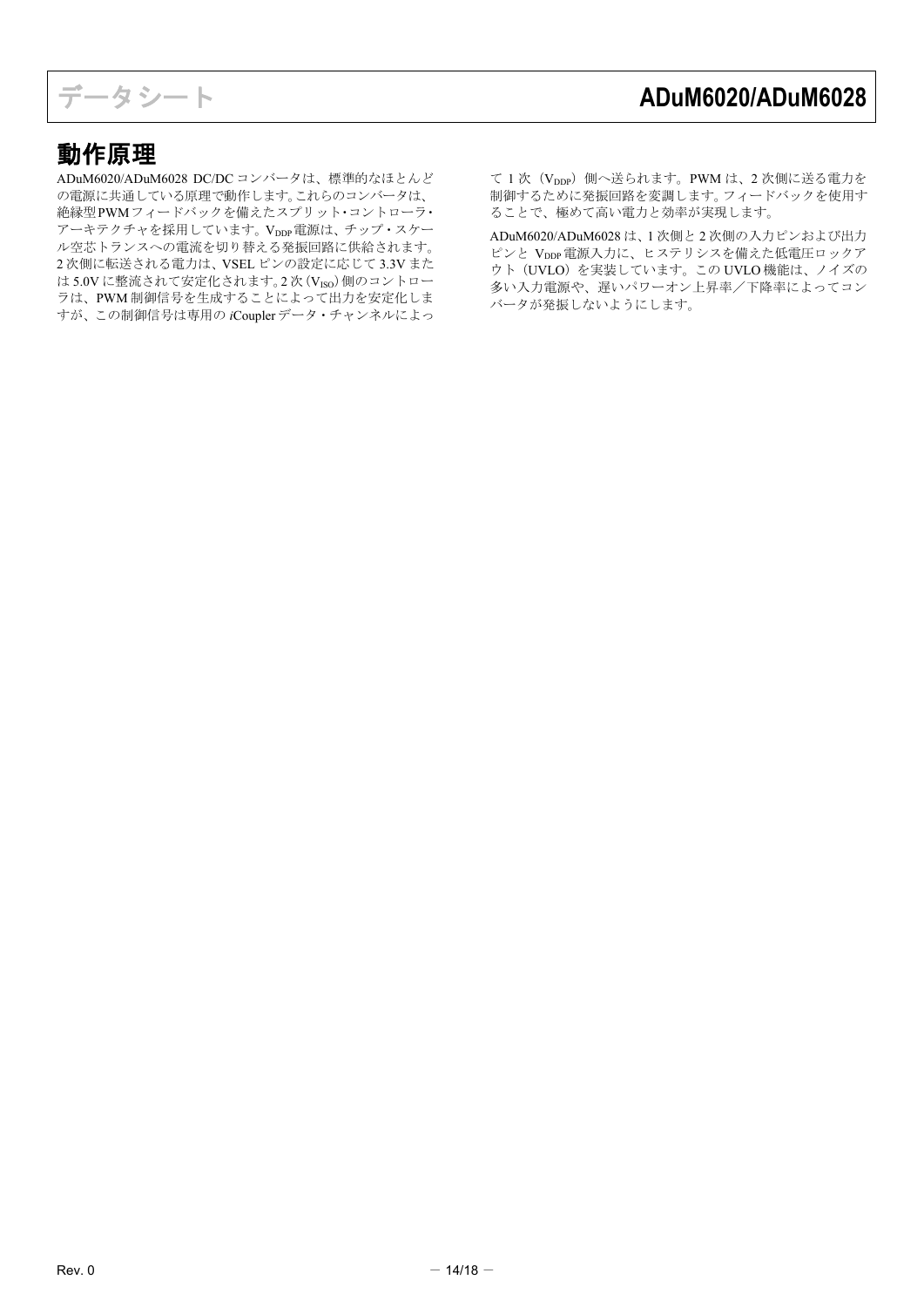# 動作原理

ADuM6020/ADuM6028 DC/DC コンバータは、標準的なほとんどの電源に共通している原理で動作します。これらのコンバータは、絶縁型PWMフィードバックを備えたスプリット・コントローラ・アーキテクチャを採用しています。$V_{DDP}$ 電源は、チップ・スケール空芯トランスへの電流を切り替える発振回路に供給されます。2 次側に転送される電力は、VSEL ピンの設定に応じて 3.3V または 5.0V に整流されて安定化されます。2 次（$V_{ISO}$）側のコントローラは、PWM 制御信号を生成することによって出力を安定化しますが、この制御信号は専用の *i*Coupler データ・チャンネルによって 1 次（$V_{DDP}$）側へ送られます。PWM は、2 次側に送る電力を制御するために発振回路を変調します。フィードバックを使用することで、極めて高い電力と効率が実現します。

ADuM6020/ADuM6028 は、1 次側と 2 次側の入力ピンおよび出力ピンと $V_{DDP}$ 電源入力に、ヒステリシスを備えた低電圧ロックアウト（UVLO）を実装しています。この UVLO 機能は、ノイズの多い入力電源や、遅いパワーオン上昇率／下降率によってコンバータが発振しないようにします。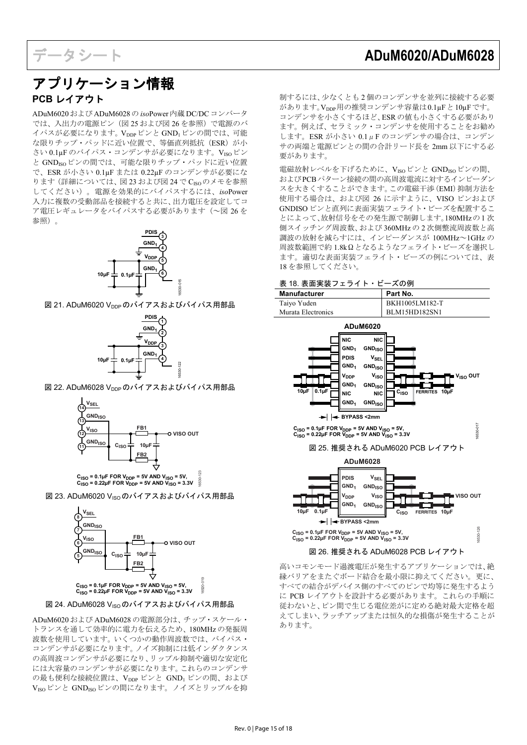# アプリケーション情報

## PCB レイアウト

ADuM6020 および ADuM6028 の *iso*Power 内蔵 DC/DC コンバータでは、入出力の電源ピン（図 26 および図 26 を参照）で電源のバイパスが必要になります。$V_{DDP}$ ピンと $GND_1$ ピンの間では、可能な限りチップ・パッドに近い位置で、等価直列抵抗（ESR）が小さい 0.1µF のバイパス・コンデンサが必要になります。$V_{ISO}$ ピンと $GND_{ISO}$ ピンの間では、可能な限りチップ・パッドに近い位置で、ESR が小さい 0.1µF または 0.22µF のコンデンサが必要になります（詳細については、図 23 および図 24 で $C_{ISO}$ のメモを参照してください）。電源を効果的にバイパスするには、*iso*Power 入力に複数の受動部品を接続すると共に、出力電圧を設定してコア電圧レギュレータをバイパスする必要があります（～図 26 を参照）。

図 21. ADuM6020 $V_{DDP}$ のバイアスおよびバイパス用部品

図 22. ADuM6028 $V_{DDP}$ のバイアスおよびバイパス用部品

図 23. ADuM6020 $V_{ISO}$ のバイアスおよびバイパス用部品

図 24. ADuM6028 $V_{ISO}$ のバイアスおよびバイパス用部品

ADuM6020 および ADuM6028 の電源部分は、チップ・スケール・トランスを通して効率的に電力を伝えるため、180MHz の発振周波数を使用しています。いくつかの動作周波数では、バイパス・コンデンサが必要になります。ノイズ抑制には低インダクタンスの高周波コンデンサが必要になり、リップル抑制や適切な安定化には大容量のコンデンサが必要になります。これらのコンデンサの最も便利な接続位置は、$V_{DDP}$ ピンと $GND_1$ ピンの間、および $V_{ISO}$ ピンと $GND_{ISO}$ ピンの間になります。ノイズとリップルを抑制するには、少なくとも 2 個のコンデンサを並列に接続する必要があります。$V_{DDP}$ 用の推奨コンデンサ容量は 0.1µF と 10µF です。コンデンサを小さくするほど、ESR の値も小さくする必要があります。例えば、セラミック・コンデンサを使用することをお勧めします。ESR が小さい 0.1μF のコンデンサの場合は、コンデンサの両端と電源ピンとの間の合計リード長を 2mm 以下にする必要があります。

電磁放射レベルを下げるために、$V_{ISO}$ ピンと $GND_{ISO}$ ピンの間、および PCB パターン接続の間の高周波電流に対するインピーダンスを大きくすることができます。この電磁干渉（EMI）抑制方法を使用する場合は、および図 26 に示すように、VISO ピンおよび GNDISO ピンと直列に表面実装フェライト・ビーズを配置することによって、放射信号をその発生源で制御します。180MHz の 1 次側スイッチング周波数、および 360MHz の 2 次側整流周波数と高調波の放射を減らすには、インピーダンスが 100MHz～1GHz の周波数範囲で約 1.8kΩ となるようなフェライト・ビーズを選択します。適切な表面実装フェライト・ビーズの例については、表 18 を参照してください。

表 18. 表面実装フェライト・ビーズの例

| Manufacturer | Part No. |
|---|---|
| Taiyo Yuden | BKH1005LM182-T |
| Murata Electronics | BLM15HD182SN1 |

図 25. 推奨される ADuM6020 PCB レイアウト

図 26. 推奨される ADuM6028 PCB レイアウト

高いコモンモード過渡電圧が発生するアプリケーションでは、絶縁バリアをまたぐボード結合を最小限に抑えてください。更に、すべての結合がデバイス側のすべてのピンで均等に発生するように PCB レイアウトを設計する必要があります。これらの手順に従わないと、ピン間で生じる電位差がに定める絶対最大定格を超えてしまい、ラッチアップまたは恒久的な損傷が発生することがあります。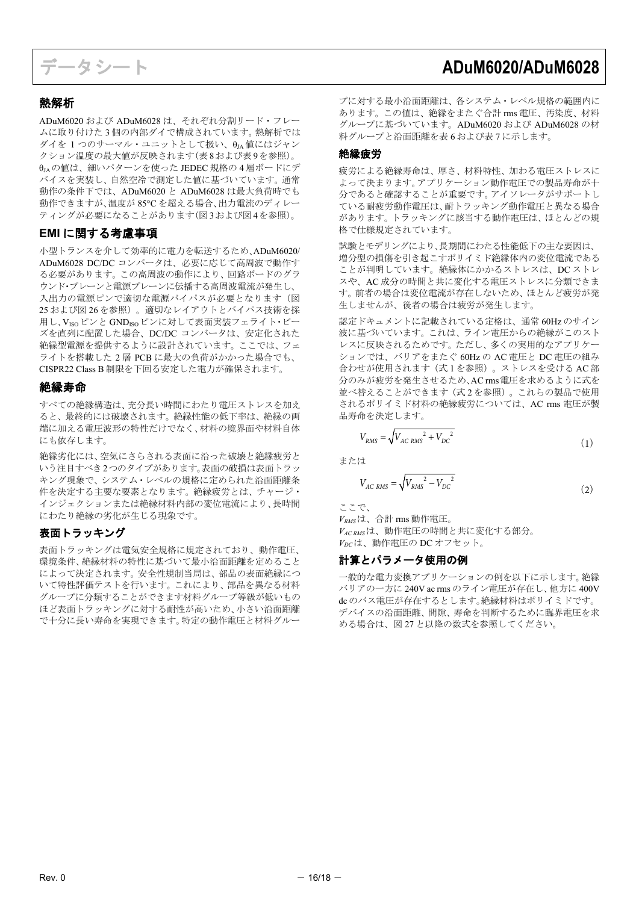## 熱解析

ADuM6020 および ADuM6028 は、それぞれ分割リード・フレームに取り付けた 3 個の内部ダイで構成されています。熱解析ではダイを 1 つのサーマル・ユニットとして扱い、$\theta_{JA}$ 値にはジャンクション温度の最大値が反映されます(表 8 および表 9 を参照)。$\theta_{JA}$ の値は、細いパターンを使った JEDEC 規格の 4 層ボードにデバイスを実装し、自然空冷で測定した値に基づいています。通常動作の条件下では、ADuM6020 と ADuM6028 は最大負荷時でも動作できますが、温度が 85°C を超える場合、出力電流のディレーティングが必要になることがあります(図 3 および図 4 を参照)。

## EMI に関する考慮事項

小型トランスを介して効率的に電力を転送するため、ADuM6020/ADuM6028 DC/DC コンバータは、必要に応じて高周波で動作する必要があります。この高周波の動作により、回路ボードのグラウンド・プレーンと電源プレーンに伝播する高周波電流が発生し、入出力の電源ピンで適切な電源バイパスが必要となります（図 25 および図 26 を参照）。適切なレイアウトとバイパス技術を採用し、$V_{ISO}$ ピンと $GND_{ISO}$ ピンに対して表面実装フェライト・ビーズを直列に配置した場合、DC/DC コンバータは、安定化された絶縁型電源を提供するように設計されています。ここでは、フェライトを搭載した 2 層 PCB に最大の負荷がかかった場合でも、CISPR22 Class B 制限を下回る安定した電力が確保されます。

## 絶縁寿命

すべての絶縁構造は、充分長い時間にわたり電圧ストレスを加えると、最終的には破壊されます。絶縁性能の低下率は、絶縁の両端に加える電圧波形の特性だけでなく、材料の境界面や材料自体にも依存します。

絶縁劣化には、空気にさらされる表面に沿った破壊と絶縁疲労という注目すべき 2 つのタイプがあります。表面の破損は表面トラッキング現象で、システム・レベルの規格に定められた沿面距離条件を決定する主要な要素となります。絶縁疲労とは、チャージ・インジェクションまたは絶縁材料内部の変位電流により、長時間にわたり絶縁の劣化が生じる現象です。

## 表面トラッキング

表面トラッキングは電気安全規格に規定されており、動作電圧、環境条件、絶縁材料の特性に基づいて最小沿面距離を定めることによって決定されます。安全性規制当局は、部品の表面絶縁について特性評価テストを行います。これにより、部品を異なる材料グループに分類することができます材料グループ等級が低いものほど表面トラッキングに対する耐性が高いため、小さい沿面距離で十分に長い寿命を実現できます。特定の動作電圧と材料グループに対する最小沿面距離は、各システム・レベル規格の範囲内にあります。この値は、絶縁をまたぐ合計 rms 電圧、汚染度、材料グループに基づいています。ADuM6020 および ADuM6028 の材料グループと沿面距離を表 6 および表 7 に示します。

## 絶縁疲労

疲労による絶縁寿命は、厚さ、材料特性、加わる電圧ストレスによって決まります。アプリケーション動作電圧での製品寿命が十分であると確認することが重要です。アイソレータがサポートしている耐疲労動作電圧は、耐トラッキング動作電圧と異なる場合があります。トラッキングに該当する動作電圧は、ほとんどの規格で仕様規定されています。

試験とモデリングにより、長期間にわたる性能低下の主な要因は、増分型の損傷を引き起こすポリイミド絶縁体内の変位電流であることが判明しています。絶縁体にかかるストレスは、DC ストレスや、AC 成分の時間と共に変化する電圧ストレスに分類できます。前者の場合は変位電流が存在しないため、ほとんど疲労が発生しませんが、後者の場合は疲労が発生します。

認定ドキュメントに記載されている定格は、通常 60Hz のサイン波に基づいています。これは、ライン電圧からの絶縁がこのストレスに反映されるためです。ただし、多くの実用的なアプリケーションでは、バリアをまたぐ 60Hz の AC 電圧と DC 電圧の組み合わせが使用されます（式 1 を参照）。ストレスを受ける AC 部分のみが疲労を発生させるため、AC rms 電圧を求めるように式を並べ替えることができます（式 2 を参照）。これらの製品で使用されるポリイミド材料の絶縁疲労については、AC rms 電圧が製品寿命を決定します。

$$V_{RMS} = \sqrt{V_{AC\ RMS}^{\ 2} + V_{DC}^{\ 2}} \tag{1}$$

または

$$V_{AC\ RMS} = \sqrt{V_{RMS}^{\ 2} - V_{DC}^{\ 2}} \tag{2}$$

ここで、

$V_{RMS}$ は、合計 rms 動作電圧。
$V_{AC\ RMS}$ は、動作電圧の時間と共に変化する部分。
$V_{DC}$ は、動作電圧の DC オフセット。

## 計算とパラメータ使用の例

一般的な電力変換アプリケーションの例を以下に示します。絶縁バリアの一方に 240V ac rms のライン電圧が存在し、他方に 400V dc のバス電圧が存在するとします。絶縁材料はポリイミドです。デバイスの沿面距離、間隙、寿命を判断するために臨界電圧を求める場合は、図 27 と以降の数式を参照してください。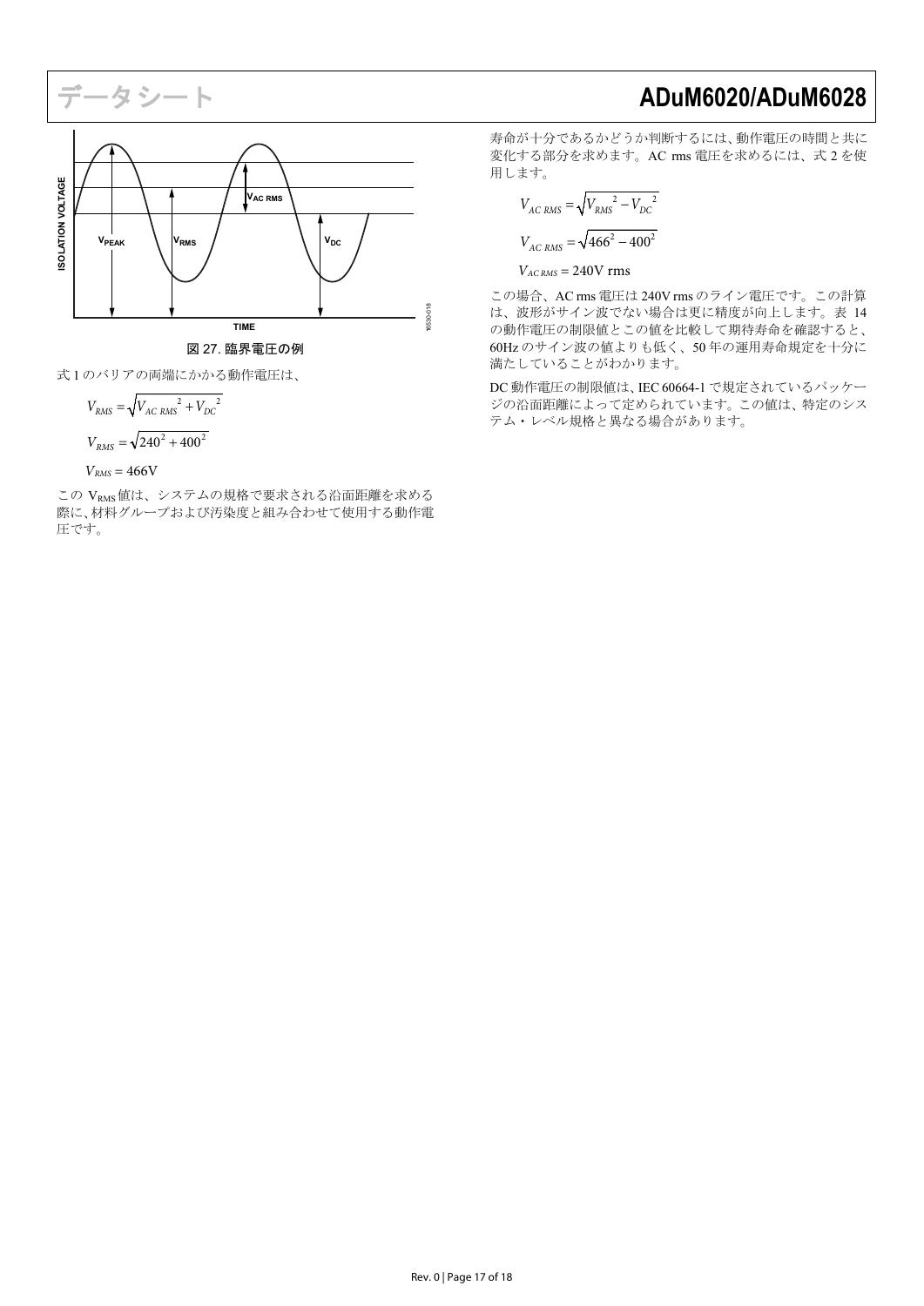図 27. 臨界電圧の例

式 1 のバリアの両端にかかる動作電圧は、

$$V_{RMS} = \sqrt{V_{AC\ RMS}^{\ 2} + V_{DC}^{\ 2}}$$

$$V_{RMS} = \sqrt{240^2 + 400^2}$$

$$V_{RMS} = 466\text{V}$$

この $V_{RMS}$ 値は、システムの規格で要求される沿面距離を求める際に、材料グループおよび汚染度と組み合わせて使用する動作電圧です。

寿命が十分であるかどうか判断するには、動作電圧の時間と共に変化する部分を求めます。AC rms 電圧を求めるには、式 2 を使用します。

$$V_{AC\ RMS} = \sqrt{V_{RMS}^{\ 2} - V_{DC}^{\ 2}}$$

$$V_{AC\ RMS} = \sqrt{466^2 - 400^2}$$

$$V_{AC\ RMS} = 240\text{V rms}$$

この場合、AC rms 電圧は 240V rms のライン電圧です。この計算は、波形がサイン波でない場合は更に精度が向上します。表 14 の動作電圧の制限値とこの値を比較して期待寿命を確認すると、60Hz のサイン波の値よりも低く、50 年の運用寿命規定を十分に満たしていることがわかります。

DC 動作電圧の制限値は、IEC 60664-1 で規定されているパッケージの沿面距離によって定められています。この値は、特定のシステム・レベル規格と異なる場合があります。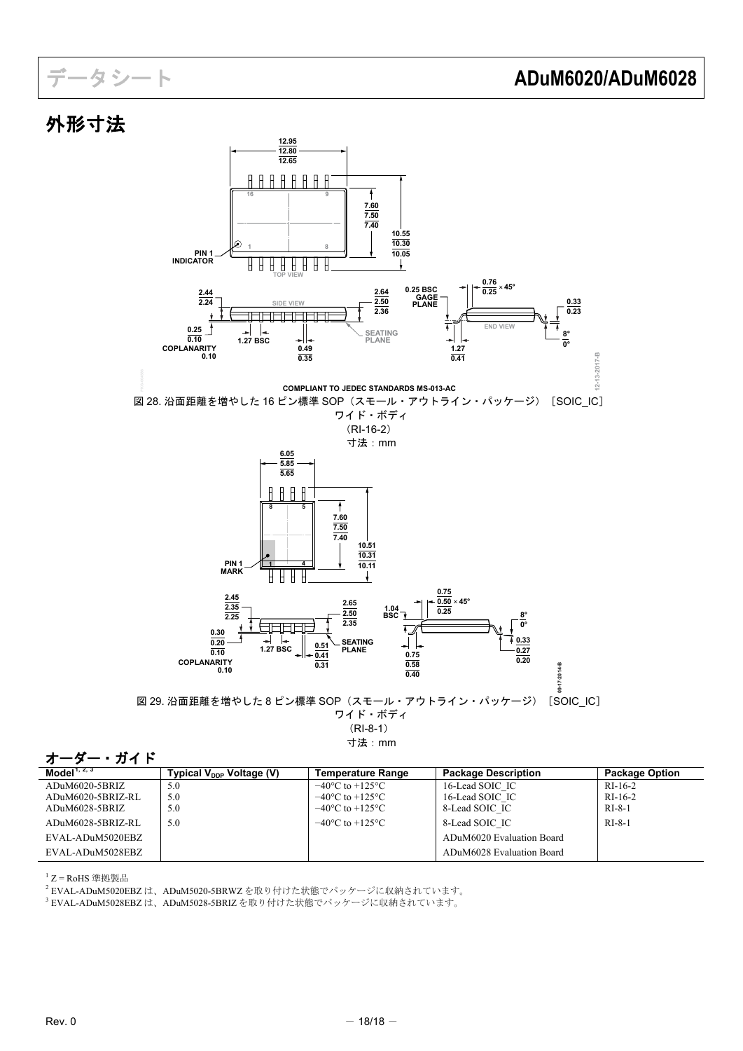## 外形寸法

12.95
12.80
12.65

16
9
1
8

PIN 1 INDICATOR

TOP VIEW

7.60
7.50
7.40

10.55
10.30
10.05

2.44
2.24

SIDE VIEW

2.64
2.50
2.36

0.25 BSC GAGE PLANE

0.76
0.25 × 45°

END VIEW

0.33
0.23

8°
0°

0.25
0.10
COPLANARITY
0.10

1.27 BSC

0.49
0.35

SEATING PLANE

1.27
0.41

COMPLIANT TO JEDEC STANDARDS MS-013-AC

12-13-2017-B

図 28. 沿面距離を増やした 16 ピン標準 SOP（スモール・アウトライン・パッケージ）［SOIC_IC］
ワイド・ボディ
（RI-16-2）
寸法：mm

6.05
5.85
5.65

8
5
1
4

PIN 1 MARK

7.60
7.50
7.40

10.51
10.31
10.11

2.45
2.35
2.25

2.65
2.50
2.35

1.04 BSC

0.75
0.50
0.25 × 45°

8°
0°

0.30
0.20
0.10
COPLANARITY
0.10

1.27 BSC

0.51
0.41
0.31

SEATING PLANE

0.75
0.58
0.40

0.33
0.27
0.20

09-17-2014-B

図 29. 沿面距離を増やした 8 ピン標準 SOP（スモール・アウトライン・パッケージ）［SOIC_IC］
ワイド・ボディ
（RI-8-1）
寸法：mm

## オーダー・ガイド

| Model[1, 2, 3] | Typical $V_{DDP}$ Voltage (V) | Temperature Range | Package Description | Package Option |
|---|---|---|---|---|
| ADuM6020-5BRIZ | 5.0 | −40°C to +125°C | 16-Lead SOIC_IC | RI-16-2 |
| ADuM6020-5BRIZ-RL | 5.0 | −40°C to +125°C | 16-Lead SOIC_IC | RI-16-2 |
| ADuM6028-5BRIZ | 5.0 | −40°C to +125°C | 8-Lead SOIC_IC | RI-8-1 |
| ADuM6028-5BRIZ-RL | 5.0 | −40°C to +125°C | 8-Lead SOIC_IC | RI-8-1 |
| EVAL-ADuM5020EBZ | | | ADuM6020 Evaluation Board | |
| EVAL-ADuM5028EBZ | | | ADuM6028 Evaluation Board | |

[1] Z = RoHS 準拠製品

[2] EVAL-ADuM5020EBZ は、ADuM5020-5BRWZ を取り付けた状態でパッケージに収納されています。

[3] EVAL-ADuM5028EBZ は、ADuM5028-5BRIZ を取り付けた状態でパッケージに収納されています。